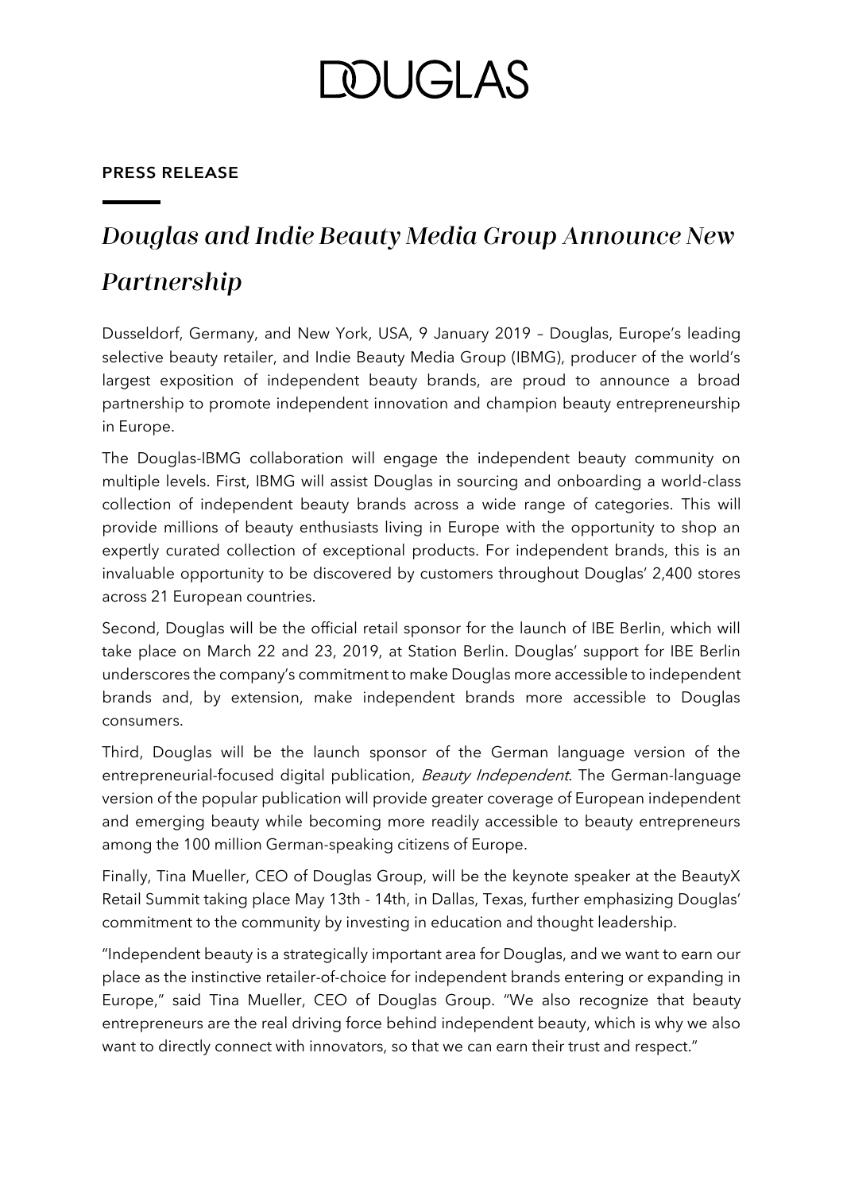# DOUGLAS

**PRESS RELEASE**

## *Douglas and Indie Beauty Media Group Announce New Partnership*

Dusseldorf, Germany, and New York, USA, 9 January 2019 – Douglas, Europe's leading selective beauty retailer, and Indie Beauty Media Group (IBMG), producer of the world's largest exposition of independent beauty brands, are proud to announce a broad partnership to promote independent innovation and champion beauty entrepreneurship in Europe.

The Douglas-IBMG collaboration will engage the independent beauty community on multiple levels. First, IBMG will assist Douglas in sourcing and onboarding a world-class collection of independent beauty brands across a wide range of categories. This will provide millions of beauty enthusiasts living in Europe with the opportunity to shop an expertly curated collection of exceptional products. For independent brands, this is an invaluable opportunity to be discovered by customers throughout Douglas' 2,400 stores across 21 European countries.

Second, Douglas will be the official retail sponsor for the launch of IBE Berlin, which will take place on March 22 and 23, 2019, at Station Berlin. Douglas' support for IBE Berlin underscores the company's commitment to make Douglas more accessible to independent brands and, by extension, make independent brands more accessible to Douglas consumers.

Third, Douglas will be the launch sponsor of the German language version of the entrepreneurial-focused digital publication, *Beauty Independent*. The German-language version of the popular publication will provide greater coverage of European independent and emerging beauty while becoming more readily accessible to beauty entrepreneurs among the 100 million German-speaking citizens of Europe.

Finally, Tina Mueller, CEO of Douglas Group, will be the keynote speaker at the BeautyX Retail Summit taking place May 13th - 14th, in Dallas, Texas, further emphasizing Douglas' commitment to the community by investing in education and thought leadership.

"Independent beauty is a strategically important area for Douglas, and we want to earn our place as the instinctive retailer-of-choice for independent brands entering or expanding in Europe," said Tina Mueller, CEO of Douglas Group. "We also recognize that beauty entrepreneurs are the real driving force behind independent beauty, which is why we also want to directly connect with innovators, so that we can earn their trust and respect."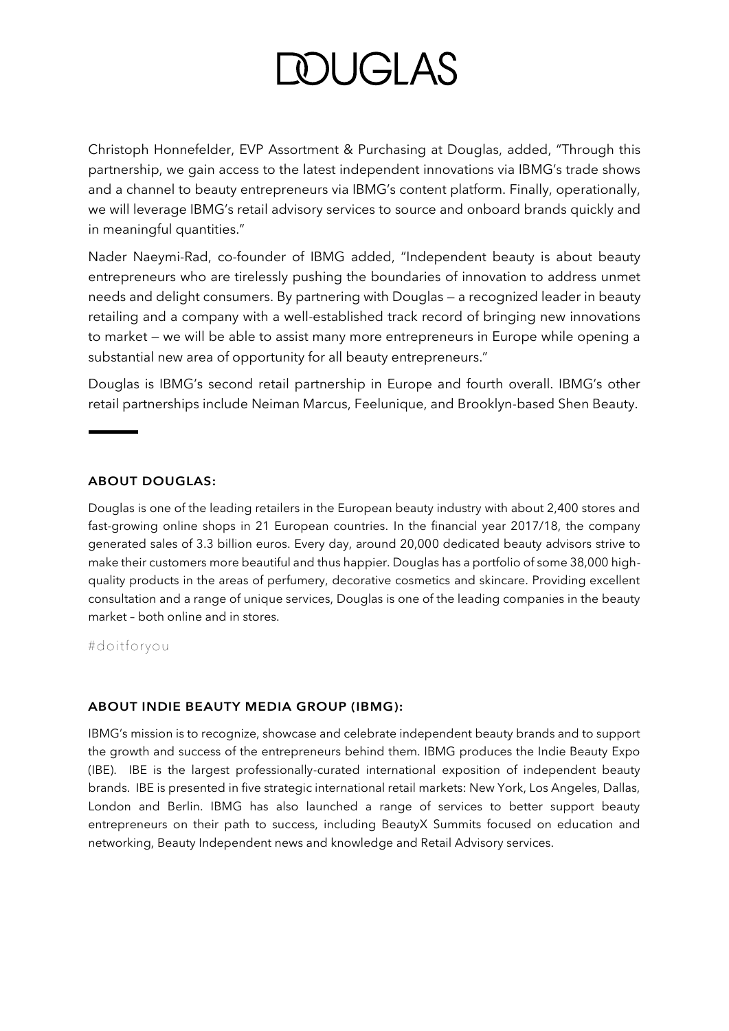Christoph Honnefelder, EVP Assortment & Purchasing at Douglas, added, "Through this partnership, we gain access to the latest independent innovations via IBMG's trade shows and a channel to beauty entrepreneurs via IBMG's content platform. Finally, operationally, we will leverage IBMG's retail advisory services to source and onboard brands quickly and in meaningful quantities."

Nader Naeymi-Rad, co-founder of IBMG added, "Independent beauty is about beauty entrepreneurs who are tirelessly pushing the boundaries of innovation to address unmet needs and delight consumers. By partnering with Douglas — a recognized leader in beauty retailing and a company with a well-established track record of bringing new innovations to market — we will be able to assist many more entrepreneurs in Europe while opening a substantial new area of opportunity for all beauty entrepreneurs."

Douglas is IBMG's second retail partnership in Europe and fourth overall. IBMG's other retail partnerships include Neiman Marcus, Feelunique, and Brooklyn-based Shen Beauty.

---

### ABOUT DOUGLAS:

Douglas is one of the leading retailers in the European beauty industry with about 2,400 stores and fast-growing online shops in 21 European countries. In the financial year 2017/18, the company generated sales of 3.3 billion euros. Every day, around 20,000 dedicated beauty advisors strive to make their customers more beautiful and thus happier. Douglas has a portfolio of some 38,000 high-quality products in the areas of perfumery, decorative cosmetics and skincare. Providing excellent consultation and a range of unique services, Douglas is one of the leading companies in the beauty market – both online and in stores.

#doitforyou

### ABOUT INDIE BEAUTY MEDIA GROUP (IBMG):

IBMG's mission is to recognize, showcase and celebrate independent beauty brands and to support the growth and success of the entrepreneurs behind them. IBMG produces the Indie Beauty Expo (IBE). IBE is the largest professionally-curated international exposition of independent beauty brands. IBE is presented in five strategic international retail markets: New York, Los Angeles, Dallas, London and Berlin. IBMG has also launched a range of services to better support beauty entrepreneurs on their path to success, including BeautyX Summits focused on education and networking, Beauty Independent news and knowledge and Retail Advisory services.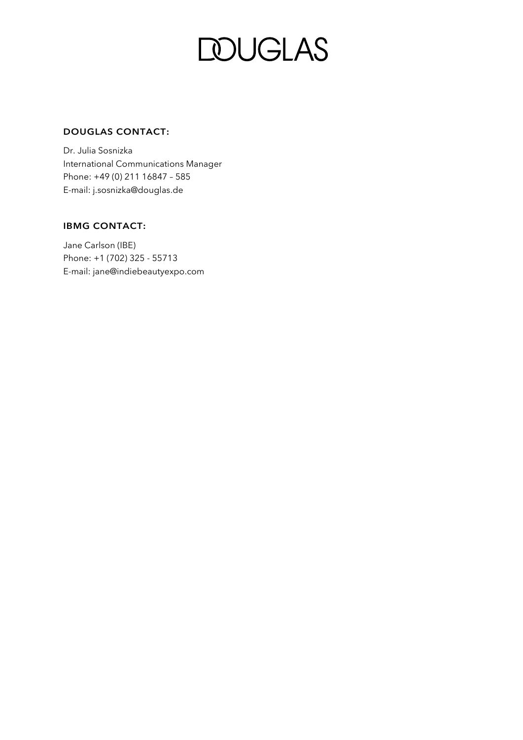# DOUGLAS

**DOUGLAS CONTACT:**

Dr. Julia Sosnizka
International Communications Manager
Phone: +49 (0) 211 16847 – 585
E-mail: j.sosnizka@douglas.de

**IBMG CONTACT:**

Jane Carlson (IBE)
Phone: +1 (702) 325 - 55713
E-mail: jane@indiebeautyexpo.com